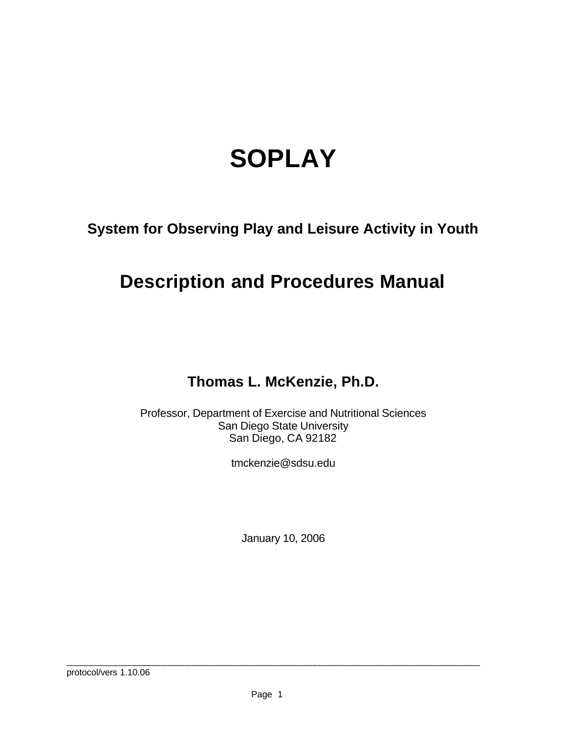# SOPLAY

## System for Observing Play and Leisure Activity in Youth

## Description and Procedures Manual

**Thomas L. McKenzie, Ph.D.**

Professor, Department of Exercise and Nutritional Sciences
San Diego State University
San Diego, CA 92182

tmckenzie@sdsu.edu

January 10, 2006

protocol/vers 1.10.06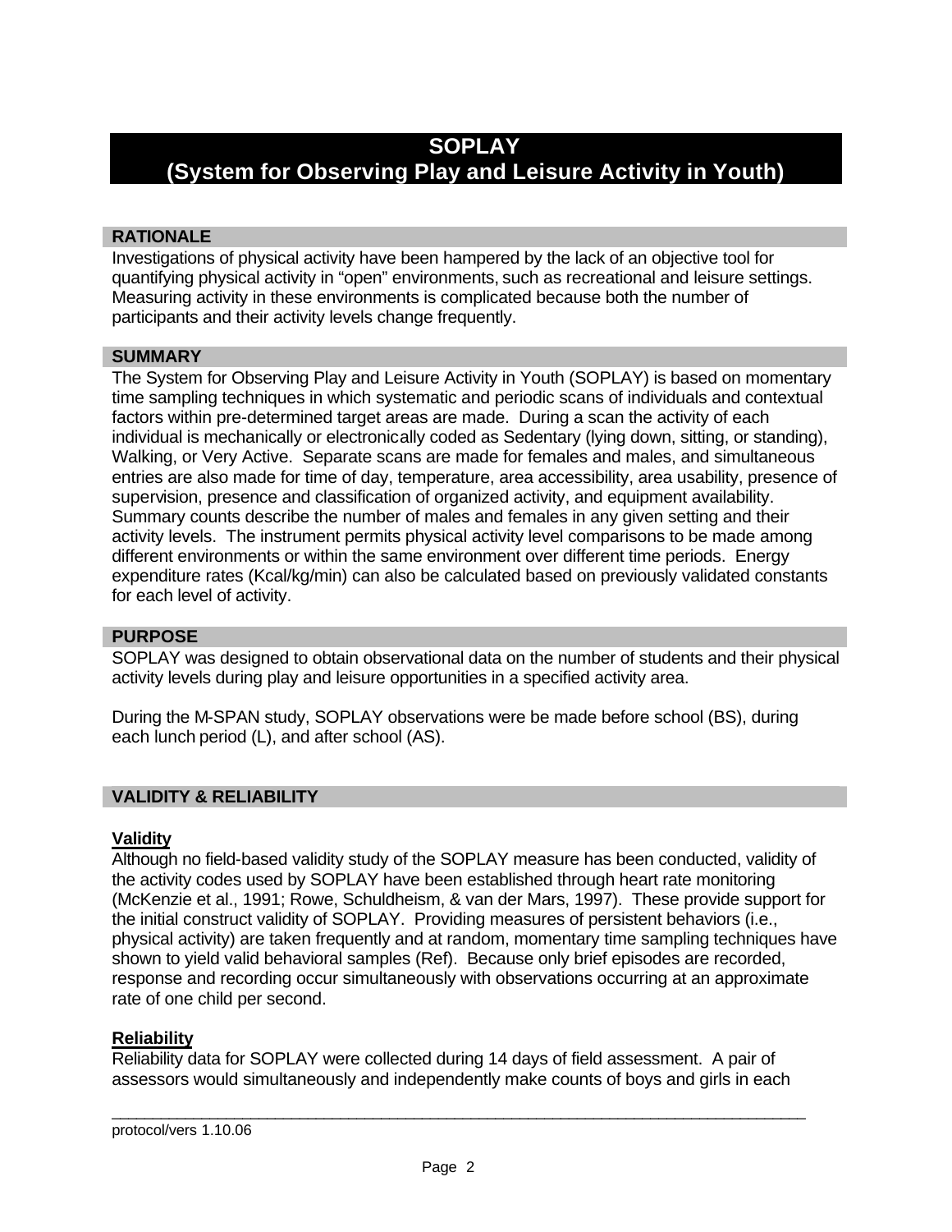# SOPLAY
# (System for Observing Play and Leisure Activity in Youth)

## RATIONALE

Investigations of physical activity have been hampered by the lack of an objective tool for quantifying physical activity in "open" environments, such as recreational and leisure settings. Measuring activity in these environments is complicated because both the number of participants and their activity levels change frequently.

## SUMMARY

The System for Observing Play and Leisure Activity in Youth (SOPLAY) is based on momentary time sampling techniques in which systematic and periodic scans of individuals and contextual factors within pre-determined target areas are made. During a scan the activity of each individual is mechanically or electronically coded as Sedentary (lying down, sitting, or standing), Walking, or Very Active. Separate scans are made for females and males, and simultaneous entries are also made for time of day, temperature, area accessibility, area usability, presence of supervision, presence and classification of organized activity, and equipment availability. Summary counts describe the number of males and females in any given setting and their activity levels. The instrument permits physical activity level comparisons to be made among different environments or within the same environment over different time periods. Energy expenditure rates (Kcal/kg/min) can also be calculated based on previously validated constants for each level of activity.

## PURPOSE

SOPLAY was designed to obtain observational data on the number of students and their physical activity levels during play and leisure opportunities in a specified activity area.

During the M-SPAN study, SOPLAY observations were be made before school (BS), during each lunch period (L), and after school (AS).

## VALIDITY & RELIABILITY

### Validity

Although no field-based validity study of the SOPLAY measure has been conducted, validity of the activity codes used by SOPLAY have been established through heart rate monitoring (McKenzie et al., 1991; Rowe, Schuldheism, & van der Mars, 1997). These provide support for the initial construct validity of SOPLAY. Providing measures of persistent behaviors (i.e., physical activity) are taken frequently and at random, momentary time sampling techniques have shown to yield valid behavioral samples (Ref). Because only brief episodes are recorded, response and recording occur simultaneously with observations occurring at an approximate rate of one child per second.

### Reliability

Reliability data for SOPLAY were collected during 14 days of field assessment. A pair of assessors would simultaneously and independently make counts of boys and girls in each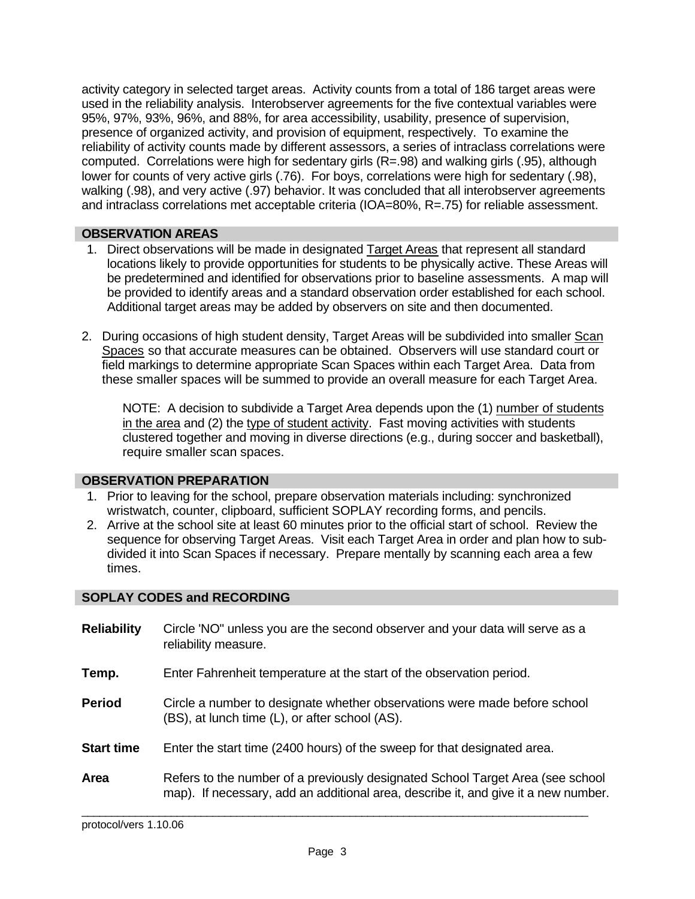activity category in selected target areas. Activity counts from a total of 186 target areas were used in the reliability analysis. Interobserver agreements for the five contextual variables were 95%, 97%, 93%, 96%, and 88%, for area accessibility, usability, presence of supervision, presence of organized activity, and provision of equipment, respectively. To examine the reliability of activity counts made by different assessors, a series of intraclass correlations were computed. Correlations were high for sedentary girls (R=.98) and walking girls (.95), although lower for counts of very active girls (.76). For boys, correlations were high for sedentary (.98), walking (.98), and very active (.97) behavior. It was concluded that all interobserver agreements and intraclass correlations met acceptable criteria (IOA=80%, R=.75) for reliable assessment.

## OBSERVATION AREAS

1. Direct observations will be made in designated Target Areas that represent all standard locations likely to provide opportunities for students to be physically active. These Areas will be predetermined and identified for observations prior to baseline assessments. A map will be provided to identify areas and a standard observation order established for each school. Additional target areas may be added by observers on site and then documented.

2. During occasions of high student density, Target Areas will be subdivided into smaller Scan Spaces so that accurate measures can be obtained. Observers will use standard court or field markings to determine appropriate Scan Spaces within each Target Area. Data from these smaller spaces will be summed to provide an overall measure for each Target Area.

   NOTE: A decision to subdivide a Target Area depends upon the (1) number of students in the area and (2) the type of student activity. Fast moving activities with students clustered together and moving in diverse directions (e.g., during soccer and basketball), require smaller scan spaces.

## OBSERVATION PREPARATION

1. Prior to leaving for the school, prepare observation materials including: synchronized wristwatch, counter, clipboard, sufficient SOPLAY recording forms, and pencils.
2. Arrive at the school site at least 60 minutes prior to the official start of school. Review the sequence for observing Target Areas. Visit each Target Area in order and plan how to sub-divided it into Scan Spaces if necessary. Prepare mentally by scanning each area a few times.

## SOPLAY CODES and RECORDING

**Reliability** Circle 'NO" unless you are the second observer and your data will serve as a reliability measure.

**Temp.** Enter Fahrenheit temperature at the start of the observation period.

**Period** Circle a number to designate whether observations were made before school (BS), at lunch time (L), or after school (AS).

**Start time** Enter the start time (2400 hours) of the sweep for that designated area.

**Area** Refers to the number of a previously designated School Target Area (see school map). If necessary, add an additional area, describe it, and give it a new number.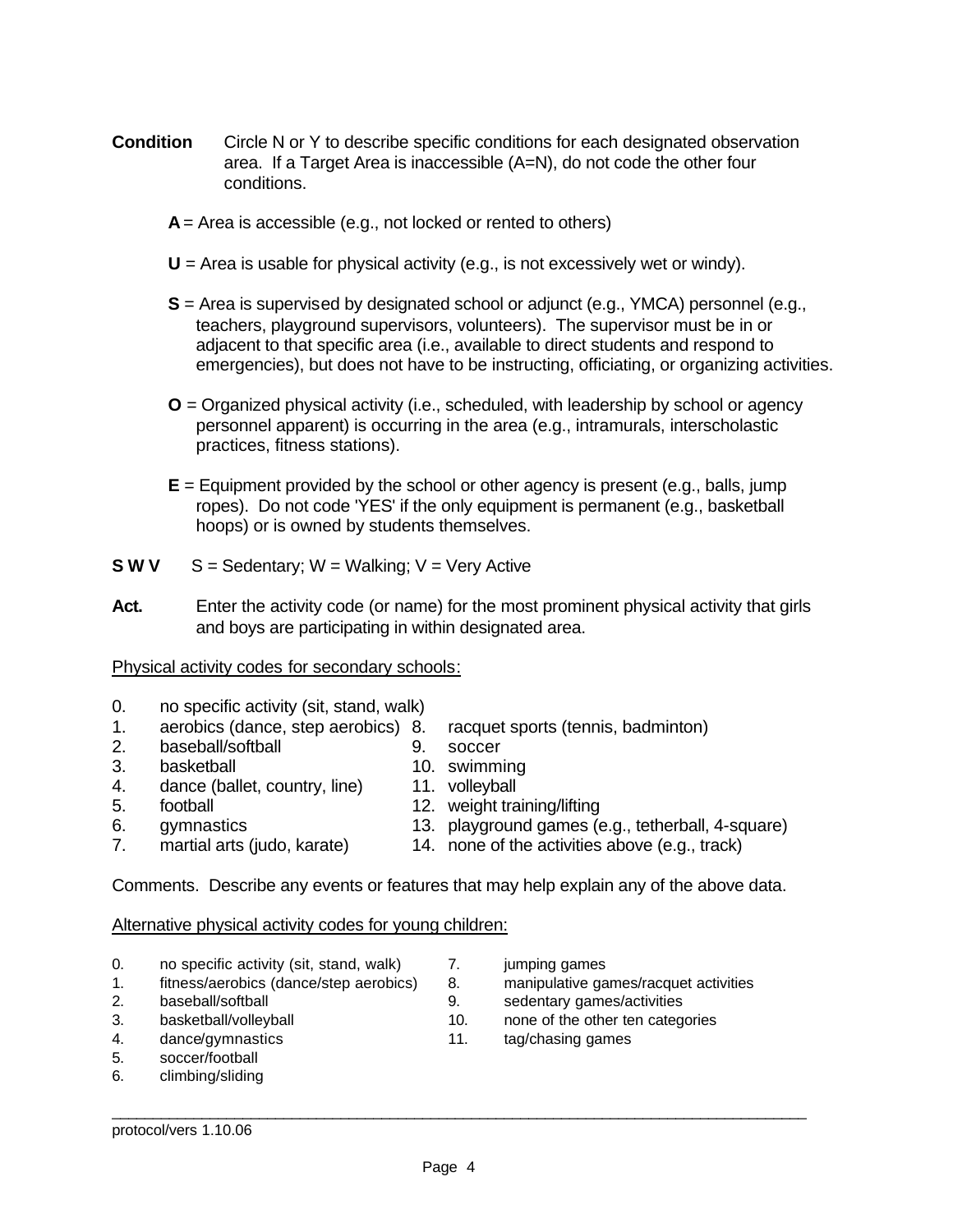**Condition** Circle N or Y to describe specific conditions for each designated observation area. If a Target Area is inaccessible (A=N), do not code the other four conditions.

- **A** = Area is accessible (e.g., not locked or rented to others)
- **U** = Area is usable for physical activity (e.g., is not excessively wet or windy).
- **S** = Area is supervised by designated school or adjunct (e.g., YMCA) personnel (e.g., teachers, playground supervisors, volunteers). The supervisor must be in or adjacent to that specific area (i.e., available to direct students and respond to emergencies), but does not have to be instructing, officiating, or organizing activities.
- **O** = Organized physical activity (i.e., scheduled, with leadership by school or agency personnel apparent) is occurring in the area (e.g., intramurals, interscholastic practices, fitness stations).
- **E** = Equipment provided by the school or other agency is present (e.g., balls, jump ropes). Do not code 'YES' if the only equipment is permanent (e.g., basketball hoops) or is owned by students themselves.

**S W V** S = Sedentary; W = Walking; V = Very Active

**Act.** Enter the activity code (or name) for the most prominent physical activity that girls and boys are participating in within designated area.

Physical activity codes for secondary schools:

0. no specific activity (sit, stand, walk)
1. aerobics (dance, step aerobics)
2. baseball/softball
3. basketball
4. dance (ballet, country, line)
5. football
6. gymnastics
7. martial arts (judo, karate)
8. racquet sports (tennis, badminton)
9. soccer
10. swimming
11. volleyball
12. weight training/lifting
13. playground games (e.g., tetherball, 4-square)
14. none of the activities above (e.g., track)

Comments. Describe any events or features that may help explain any of the above data.

Alternative physical activity codes for young children:

0. no specific activity (sit, stand, walk)
1. fitness/aerobics (dance/step aerobics)
2. baseball/softball
3. basketball/volleyball
4. dance/gymnastics
5. soccer/football
6. climbing/sliding
7. jumping games
8. manipulative games/racquet activities
9. sedentary games/activities
10. none of the other ten categories
11. tag/chasing games

protocol/vers 1.10.06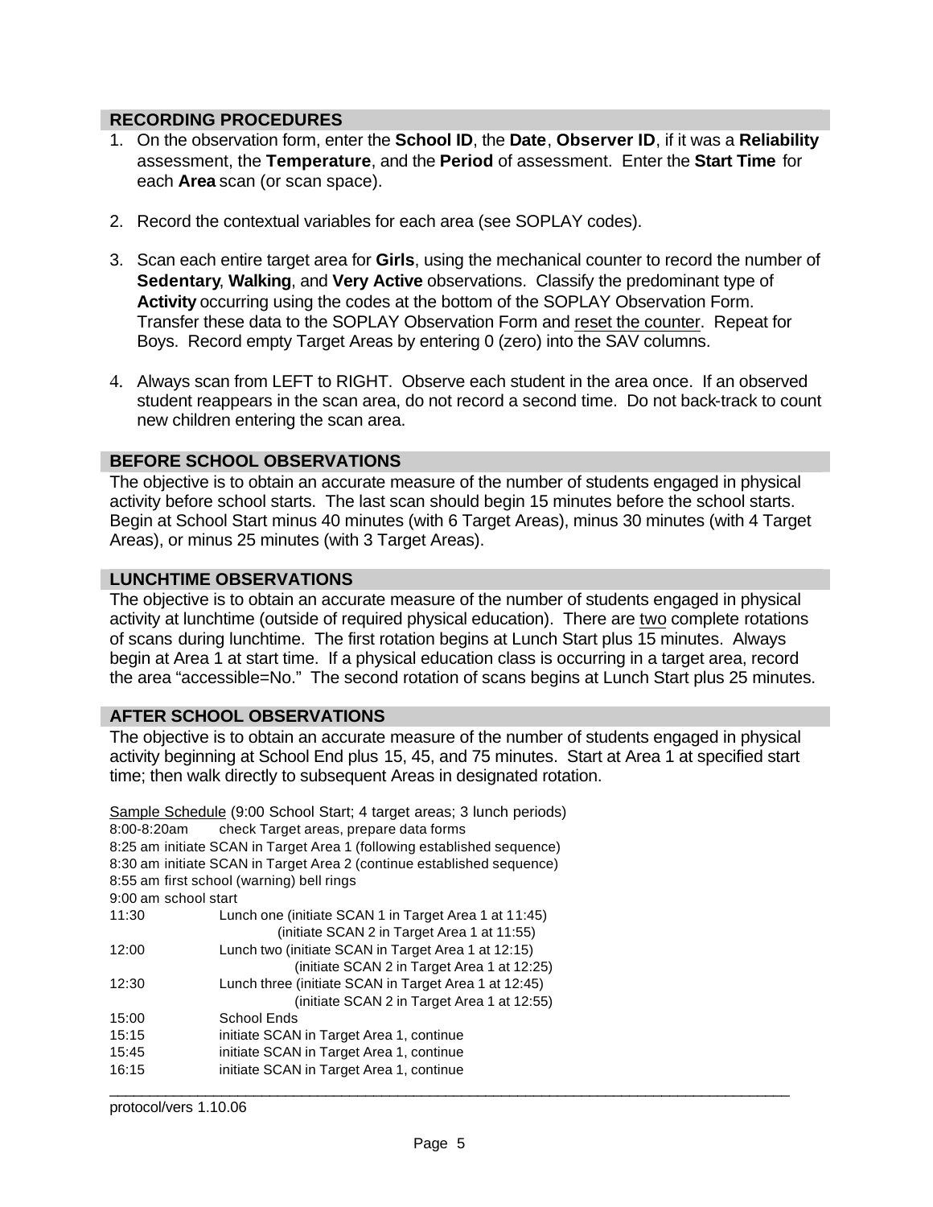## RECORDING PROCEDURES

1. On the observation form, enter the **School ID**, the **Date**, **Observer ID**, if it was a **Reliability** assessment, the **Temperature**, and the **Period** of assessment. Enter the **Start Time** for each **Area** scan (or scan space).

2. Record the contextual variables for each area (see SOPLAY codes).

3. Scan each entire target area for **Girls**, using the mechanical counter to record the number of **Sedentary**, **Walking**, and **Very Active** observations. Classify the predominant type of **Activity** occurring using the codes at the bottom of the SOPLAY Observation Form. Transfer these data to the SOPLAY Observation Form and reset the counter. Repeat for Boys. Record empty Target Areas by entering 0 (zero) into the SAV columns.

4. Always scan from LEFT to RIGHT. Observe each student in the area once. If an observed student reappears in the scan area, do not record a second time. Do not back-track to count new children entering the scan area.

## BEFORE SCHOOL OBSERVATIONS

The objective is to obtain an accurate measure of the number of students engaged in physical activity before school starts. The last scan should begin 15 minutes before the school starts. Begin at School Start minus 40 minutes (with 6 Target Areas), minus 30 minutes (with 4 Target Areas), or minus 25 minutes (with 3 Target Areas).

## LUNCHTIME OBSERVATIONS

The objective is to obtain an accurate measure of the number of students engaged in physical activity at lunchtime (outside of required physical education). There are two complete rotations of scans during lunchtime. The first rotation begins at Lunch Start plus 15 minutes. Always begin at Area 1 at start time. If a physical education class is occurring in a target area, record the area "accessible=No." The second rotation of scans begins at Lunch Start plus 25 minutes.

## AFTER SCHOOL OBSERVATIONS

The objective is to obtain an accurate measure of the number of students engaged in physical activity beginning at School End plus 15, 45, and 75 minutes. Start at Area 1 at specified start time; then walk directly to subsequent Areas in designated rotation.

Sample Schedule (9:00 School Start; 4 target areas; 3 lunch periods)

8:00-8:20am check Target areas, prepare data forms
8:25 am initiate SCAN in Target Area 1 (following established sequence)
8:30 am initiate SCAN in Target Area 2 (continue established sequence)
8:55 am first school (warning) bell rings
9:00 am school start

| | |
|---|---|
| 11:30 | Lunch one (initiate SCAN 1 in Target Area 1 at 11:45) (initiate SCAN 2 in Target Area 1 at 11:55) |
| 12:00 | Lunch two (initiate SCAN in Target Area 1 at 12:15) (initiate SCAN 2 in Target Area 1 at 12:25) |
| 12:30 | Lunch three (initiate SCAN in Target Area 1 at 12:45) (initiate SCAN 2 in Target Area 1 at 12:55) |
| 15:00 | School Ends |
| 15:15 | initiate SCAN in Target Area 1, continue |
| 15:45 | initiate SCAN in Target Area 1, continue |
| 16:15 | initiate SCAN in Target Area 1, continue |

protocol/vers 1.10.06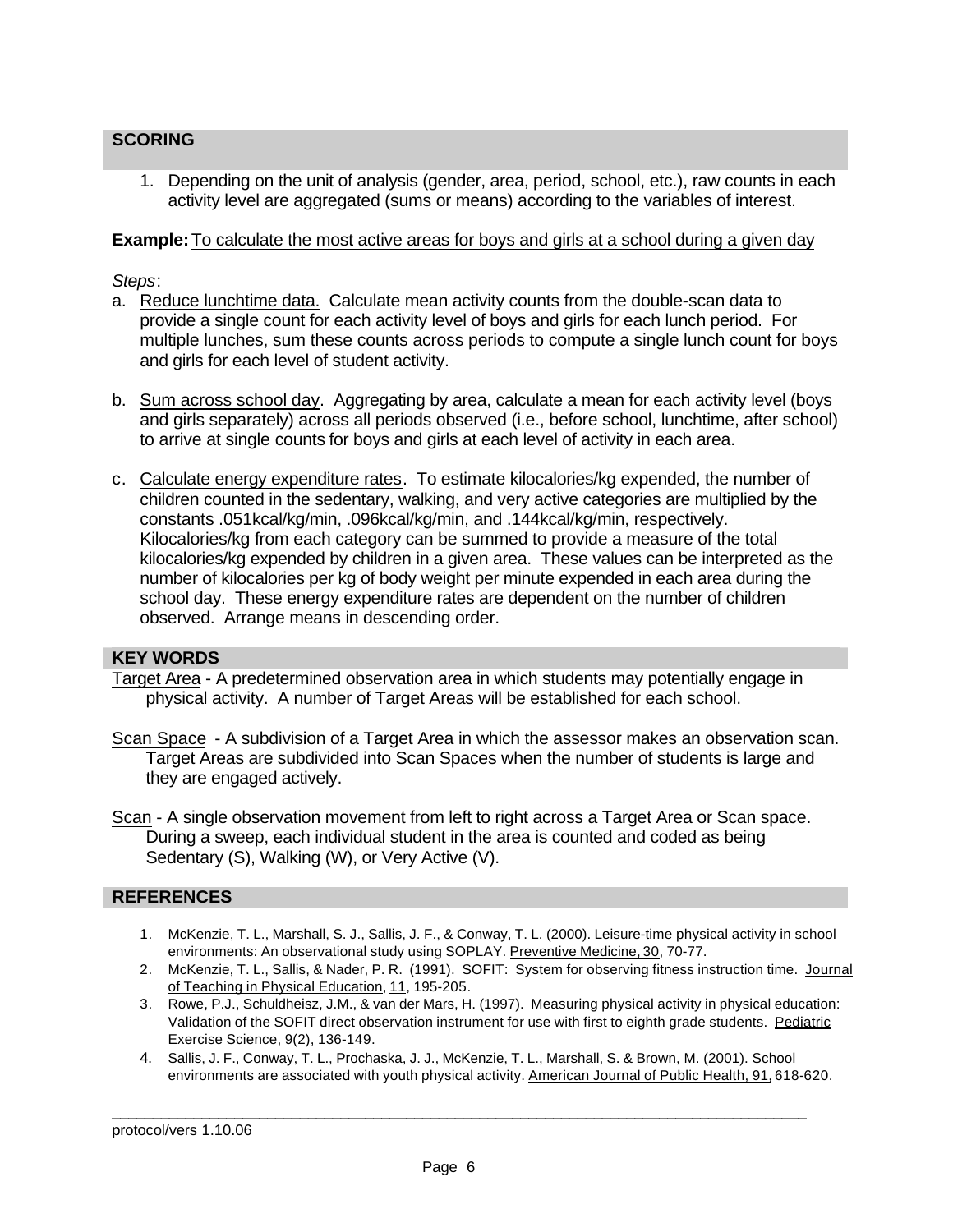## SCORING

1. Depending on the unit of analysis (gender, area, period, school, etc.), raw counts in each activity level are aggregated (sums or means) according to the variables of interest.

**Example:** To calculate the most active areas for boys and girls at a school during a given day

*Steps*:

a. Reduce lunchtime data. Calculate mean activity counts from the double-scan data to provide a single count for each activity level of boys and girls for each lunch period. For multiple lunches, sum these counts across periods to compute a single lunch count for boys and girls for each level of student activity.

b. Sum across school day. Aggregating by area, calculate a mean for each activity level (boys and girls separately) across all periods observed (i.e., before school, lunchtime, after school) to arrive at single counts for boys and girls at each level of activity in each area.

c. Calculate energy expenditure rates. To estimate kilocalories/kg expended, the number of children counted in the sedentary, walking, and very active categories are multiplied by the constants .051kcal/kg/min, .096kcal/kg/min, and .144kcal/kg/min, respectively. Kilocalories/kg from each category can be summed to provide a measure of the total kilocalories/kg expended by children in a given area. These values can be interpreted as the number of kilocalories per kg of body weight per minute expended in each area during the school day. These energy expenditure rates are dependent on the number of children observed. Arrange means in descending order.

## KEY WORDS

Target Area - A predetermined observation area in which students may potentially engage in physical activity. A number of Target Areas will be established for each school.

Scan Space - A subdivision of a Target Area in which the assessor makes an observation scan. Target Areas are subdivided into Scan Spaces when the number of students is large and they are engaged actively.

Scan - A single observation movement from left to right across a Target Area or Scan space. During a sweep, each individual student in the area is counted and coded as being Sedentary (S), Walking (W), or Very Active (V).

## REFERENCES

1. McKenzie, T. L., Marshall, S. J., Sallis, J. F., & Conway, T. L. (2000). Leisure-time physical activity in school environments: An observational study using SOPLAY. Preventive Medicine, 30, 70-77.
2. McKenzie, T. L., Sallis, & Nader, P. R. (1991). SOFIT: System for observing fitness instruction time. Journal of Teaching in Physical Education, 11, 195-205.
3. Rowe, P.J., Schuldheisz, J.M., & van der Mars, H. (1997). Measuring physical activity in physical education: Validation of the SOFIT direct observation instrument for use with first to eighth grade students. Pediatric Exercise Science, 9(2), 136-149.
4. Sallis, J. F., Conway, T. L., Prochaska, J. J., McKenzie, T. L., Marshall, S. & Brown, M. (2001). School environments are associated with youth physical activity. American Journal of Public Health, 91, 618-620.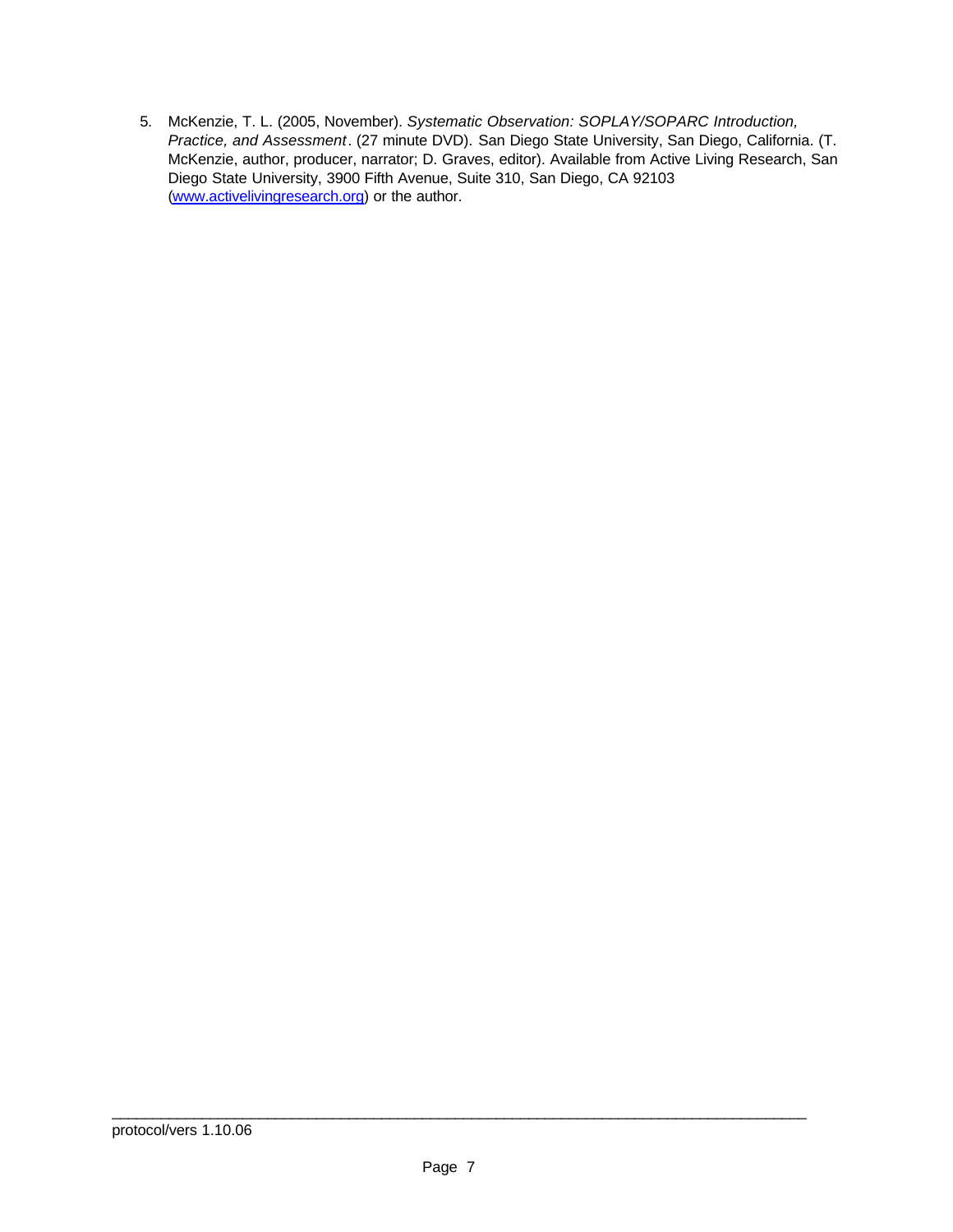5. McKenzie, T. L. (2005, November). *Systematic Observation: SOPLAY/SOPARC Introduction, Practice, and Assessment*. (27 minute DVD). San Diego State University, San Diego, California. (T. McKenzie, author, producer, narrator; D. Graves, editor). Available from Active Living Research, San Diego State University, 3900 Fifth Avenue, Suite 310, San Diego, CA 92103 (www.activelivingresearch.org) or the author.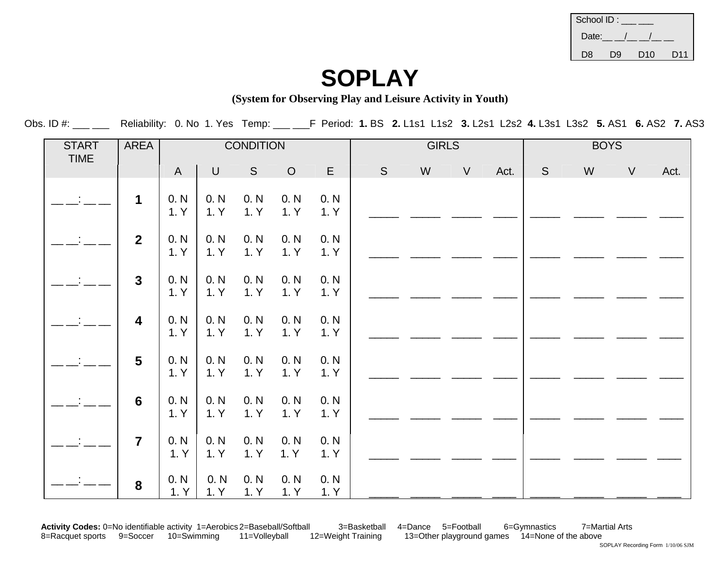| School ID : ___ ___ |
|---|
| Date:__ __/__ __/__ __ |
| D8 D9 D10 D11 |

# SOPLAY

**(System for Observing Play and Leisure Activity in Youth)**

Obs. ID #: ___ ___ Reliability: 0. No 1. Yes Temp: ___ ___F Period: **1.** BS **2.** L1s1 L1s2 **3.** L2s1 L2s2 **4.** L3s1 L3s2 **5.** AS1 **6.** AS2 **7.** AS3

| START TIME | AREA | CONDITION | | | | | GIRLS | | | | BOYS | | | |
|---|---|---|---|---|---|---|---|---|---|---|---|---|---|---|
| | | A | U | S | O | E | S | W | V | Act. | S | W | V | Act. |
| __ __: __ __ | **1** | 0. N 1. Y | 0. N 1. Y | 0. N 1. Y | 0. N 1. Y | 0. N 1. Y | _____ | _____ | _____ | ____ | _____ | _____ | _____ | ____ |
| __ __: __ __ | **2** | 0. N 1. Y | 0. N 1. Y | 0. N 1. Y | 0. N 1. Y | 0. N 1. Y | _____ | _____ | _____ | ____ | _____ | _____ | _____ | ____ |
| __ __: __ __ | **3** | 0. N 1. Y | 0. N 1. Y | 0. N 1. Y | 0. N 1. Y | 0. N 1. Y | _____ | _____ | _____ | ____ | _____ | _____ | _____ | ____ |
| __ __: __ __ | **4** | 0. N 1. Y | 0. N 1. Y | 0. N 1. Y | 0. N 1. Y | 0. N 1. Y | _____ | _____ | _____ | ____ | _____ | _____ | _____ | ____ |
| __ __: __ __ | **5** | 0. N 1. Y | 0. N 1. Y | 0. N 1. Y | 0. N 1. Y | 0. N 1. Y | _____ | _____ | _____ | ____ | _____ | _____ | _____ | ____ |
| __ __: __ __ | **6** | 0. N 1. Y | 0. N 1. Y | 0. N 1. Y | 0. N 1. Y | 0. N 1. Y | _____ | _____ | _____ | ____ | _____ | _____ | _____ | ____ |
| __ __: __ __ | **7** | 0. N 1. Y | 0. N 1. Y | 0. N 1. Y | 0. N 1. Y | 0. N 1. Y | _____ | _____ | _____ | ____ | _____ | _____ | _____ | ____ |
| __ __: __ __ | **8** | 0. N 1. Y | 0. N 1. Y | 0. N 1. Y | 0. N 1. Y | 0. N 1. Y | _____ | _____ | _____ | ____ | _____ | _____ | _____ | ____ |

**Activity Codes:** 0=No identifiable activity 1=Aerobics 2=Baseball/Softball 3=Basketball 4=Dance 5=Football 6=Gymnastics 7=Martial Arts 8=Racquet sports 9=Soccer 10=Swimming 11=Volleyball 12=Weight Training 13=Other playground games 14=None of the above

SOPLAY Recording Form 1/10/06 SJM